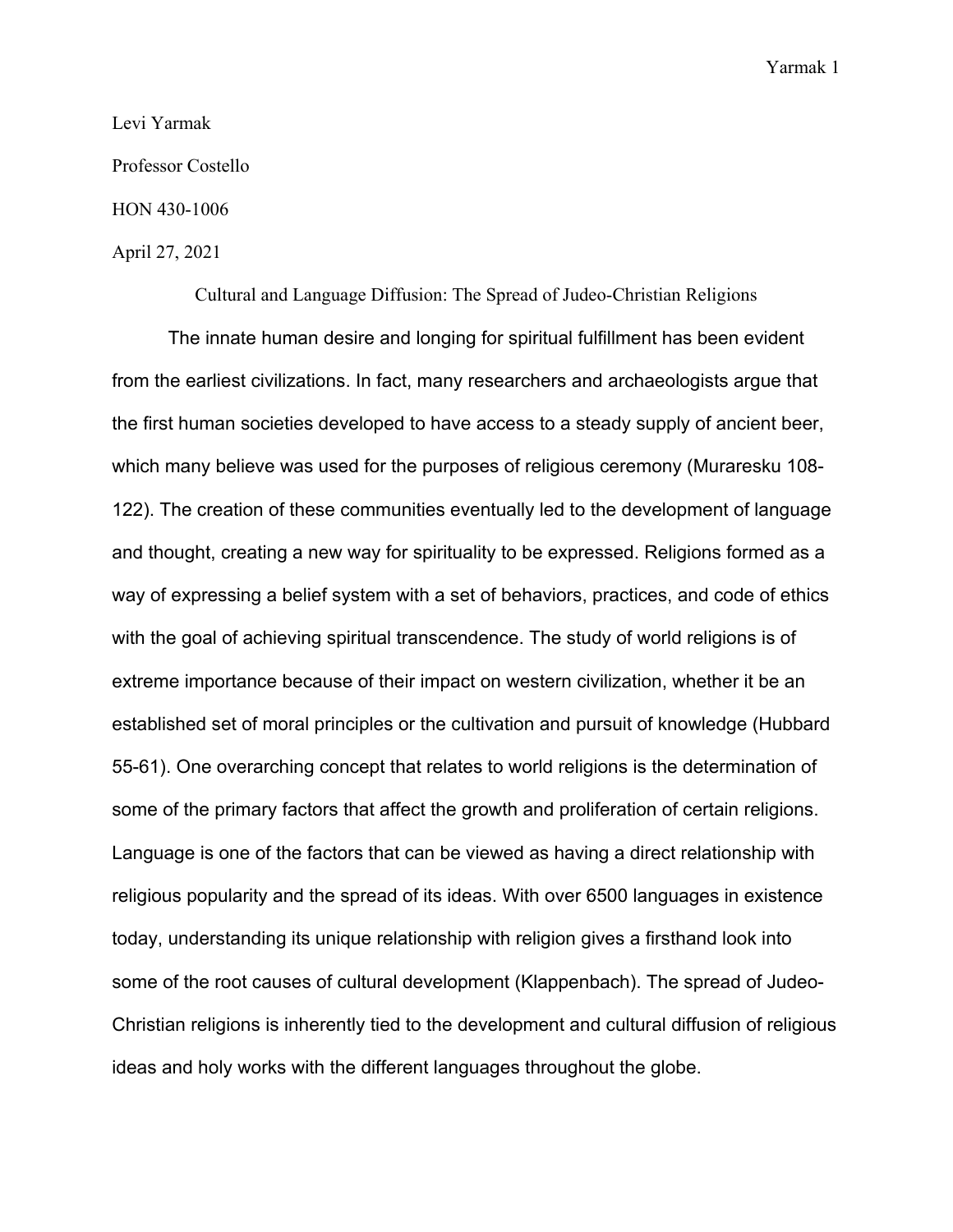Levi Yarmak

Professor Costello

HON 430-1006

April 27, 2021

# Cultural and Language Diffusion: The Spread of Judeo-Christian Religions

The innate human desire and longing for spiritual fulfillment has been evident from the earliest civilizations. In fact, many researchers and archaeologists argue that the first human societies developed to have access to a steady supply of ancient beer, which many believe was used for the purposes of religious ceremony (Muraresku 108-122). The creation of these communities eventually led to the development of language and thought, creating a new way for spirituality to be expressed. Religions formed as a way of expressing a belief system with a set of behaviors, practices, and code of ethics with the goal of achieving spiritual transcendence. The study of world religions is of extreme importance because of their impact on western civilization, whether it be an established set of moral principles or the cultivation and pursuit of knowledge (Hubbard 55-61). One overarching concept that relates to world religions is the determination of some of the primary factors that affect the growth and proliferation of certain religions. Language is one of the factors that can be viewed as having a direct relationship with religious popularity and the spread of its ideas. With over 6500 languages in existence today, understanding its unique relationship with religion gives a firsthand look into some of the root causes of cultural development (Klappenbach). The spread of Judeo-Christian religions is inherently tied to the development and cultural diffusion of religious ideas and holy works with the different languages throughout the globe.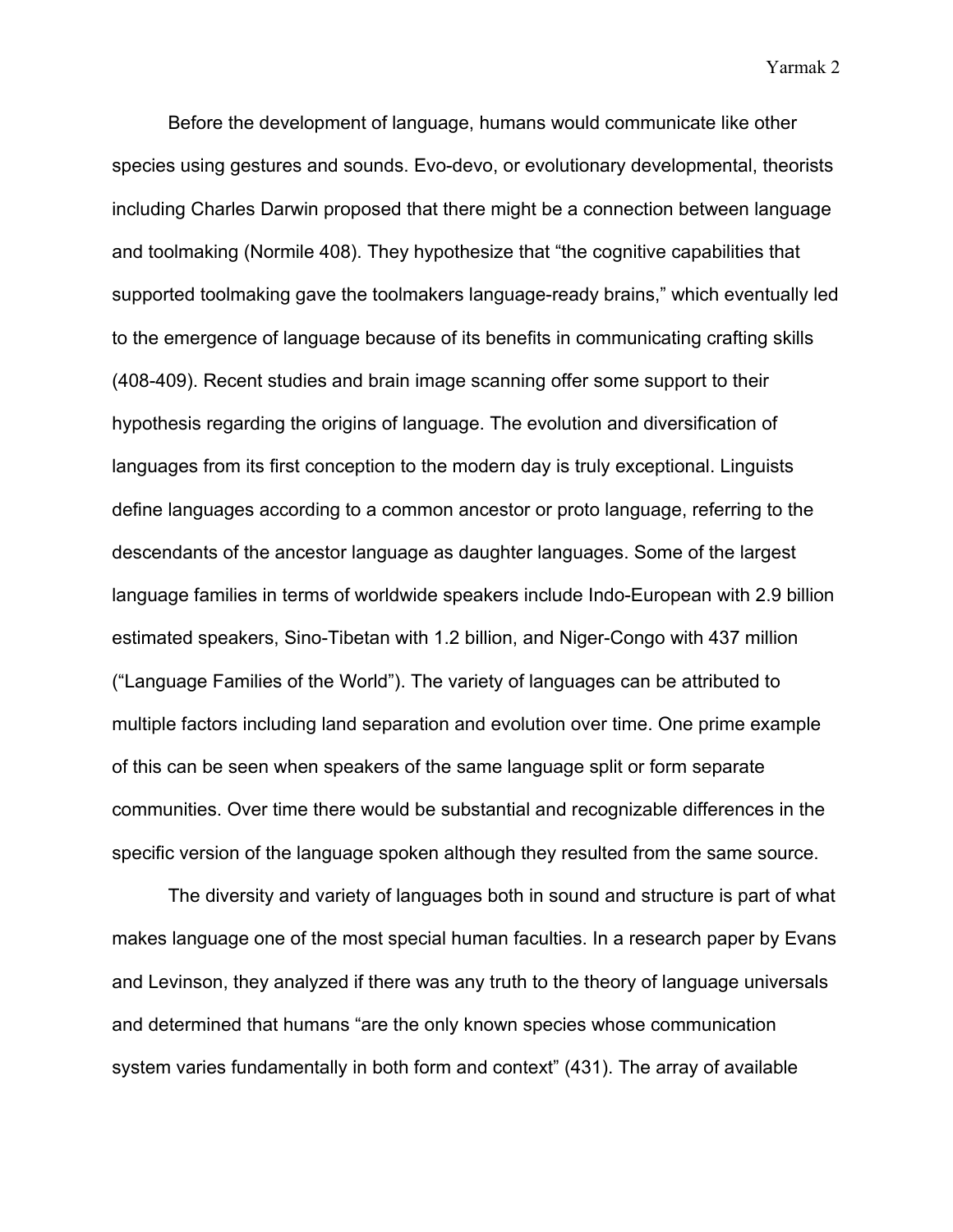Before the development of language, humans would communicate like other species using gestures and sounds. Evo-devo, or evolutionary developmental, theorists including Charles Darwin proposed that there might be a connection between language and toolmaking (Normile 408). They hypothesize that "the cognitive capabilities that supported toolmaking gave the toolmakers language-ready brains," which eventually led to the emergence of language because of its benefits in communicating crafting skills (408-409). Recent studies and brain image scanning offer some support to their hypothesis regarding the origins of language. The evolution and diversification of languages from its first conception to the modern day is truly exceptional. Linguists define languages according to a common ancestor or proto language, referring to the descendants of the ancestor language as daughter languages. Some of the largest language families in terms of worldwide speakers include Indo-European with 2.9 billion estimated speakers, Sino-Tibetan with 1.2 billion, and Niger-Congo with 437 million ("Language Families of the World"). The variety of languages can be attributed to multiple factors including land separation and evolution over time. One prime example of this can be seen when speakers of the same language split or form separate communities. Over time there would be substantial and recognizable differences in the specific version of the language spoken although they resulted from the same source.

The diversity and variety of languages both in sound and structure is part of what makes language one of the most special human faculties. In a research paper by Evans and Levinson, they analyzed if there was any truth to the theory of language universals and determined that humans "are the only known species whose communication system varies fundamentally in both form and context" (431). The array of available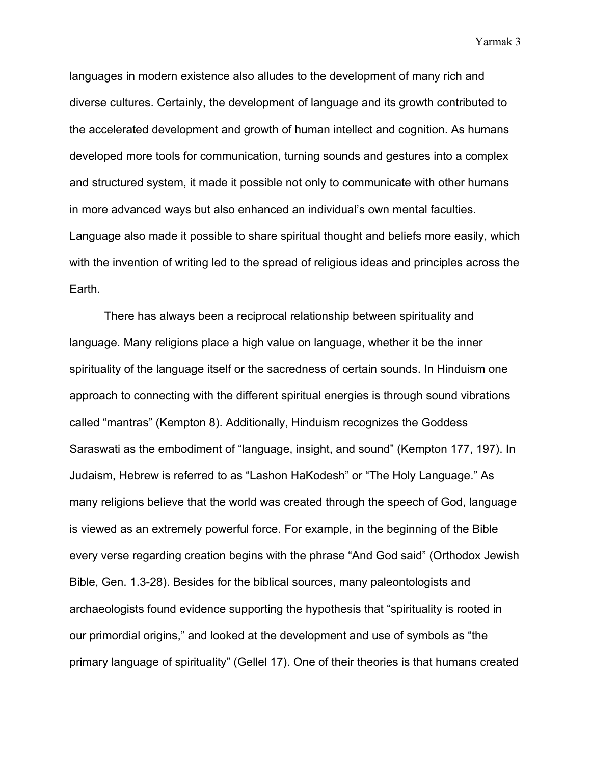languages in modern existence also alludes to the development of many rich and diverse cultures. Certainly, the development of language and its growth contributed to the accelerated development and growth of human intellect and cognition. As humans developed more tools for communication, turning sounds and gestures into a complex and structured system, it made it possible not only to communicate with other humans in more advanced ways but also enhanced an individual's own mental faculties. Language also made it possible to share spiritual thought and beliefs more easily, which with the invention of writing led to the spread of religious ideas and principles across the Earth.

There has always been a reciprocal relationship between spirituality and language. Many religions place a high value on language, whether it be the inner spirituality of the language itself or the sacredness of certain sounds. In Hinduism one approach to connecting with the different spiritual energies is through sound vibrations called "mantras" (Kempton 8). Additionally, Hinduism recognizes the Goddess Saraswati as the embodiment of "language, insight, and sound" (Kempton 177, 197). In Judaism, Hebrew is referred to as "Lashon HaKodesh" or "The Holy Language." As many religions believe that the world was created through the speech of God, language is viewed as an extremely powerful force. For example, in the beginning of the Bible every verse regarding creation begins with the phrase "And God said" (Orthodox Jewish Bible, Gen. 1.3-28). Besides for the biblical sources, many paleontologists and archaeologists found evidence supporting the hypothesis that "spirituality is rooted in our primordial origins," and looked at the development and use of symbols as "the primary language of spirituality" (Gellel 17). One of their theories is that humans created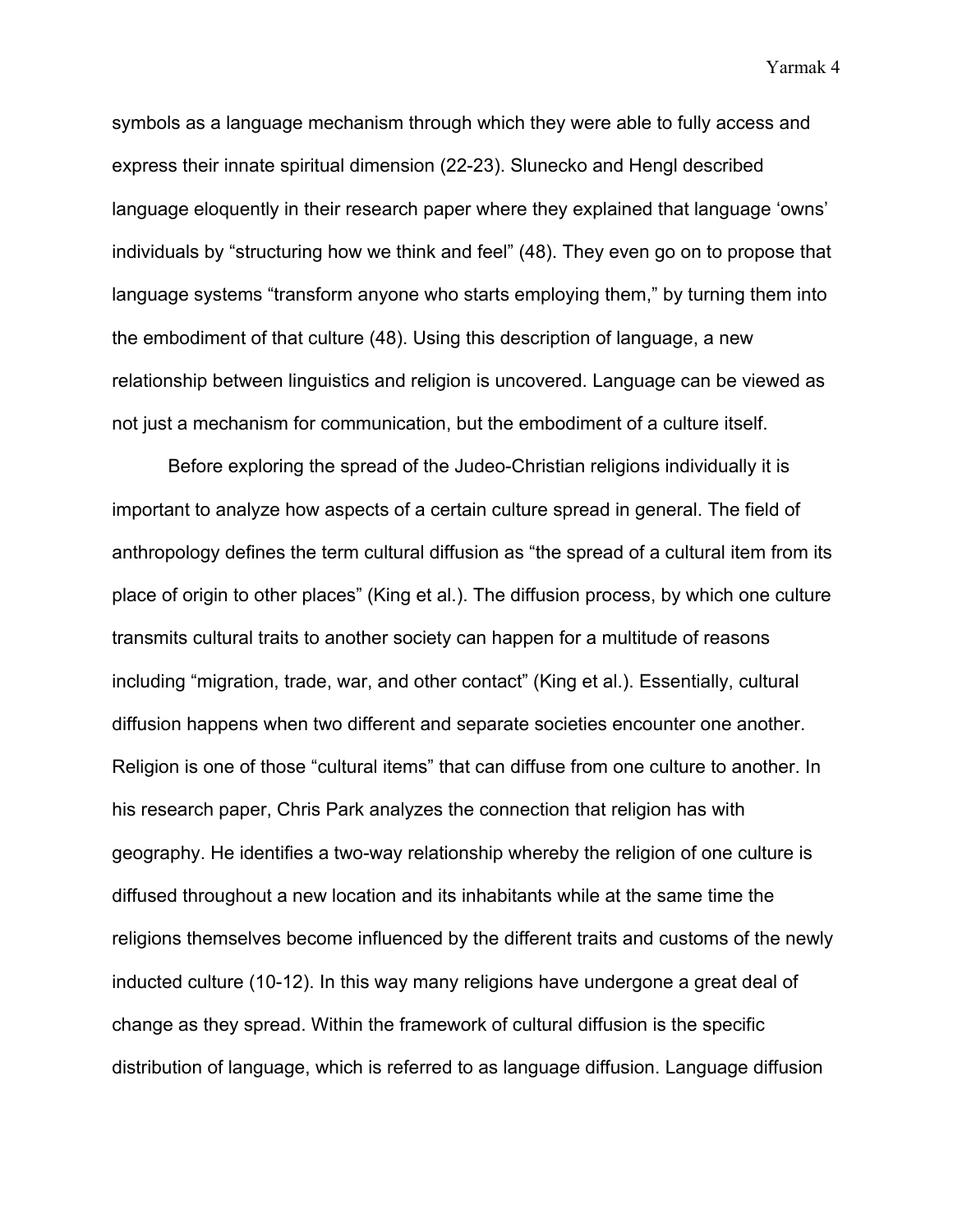symbols as a language mechanism through which they were able to fully access and express their innate spiritual dimension (22-23). Slunecko and Hengl described language eloquently in their research paper where they explained that language 'owns' individuals by "structuring how we think and feel" (48). They even go on to propose that language systems "transform anyone who starts employing them," by turning them into the embodiment of that culture (48). Using this description of language, a new relationship between linguistics and religion is uncovered. Language can be viewed as not just a mechanism for communication, but the embodiment of a culture itself.

Before exploring the spread of the Judeo-Christian religions individually it is important to analyze how aspects of a certain culture spread in general. The field of anthropology defines the term cultural diffusion as "the spread of a cultural item from its place of origin to other places" (King et al.). The diffusion process, by which one culture transmits cultural traits to another society can happen for a multitude of reasons including "migration, trade, war, and other contact" (King et al.). Essentially, cultural diffusion happens when two different and separate societies encounter one another. Religion is one of those "cultural items" that can diffuse from one culture to another. In his research paper, Chris Park analyzes the connection that religion has with geography. He identifies a two-way relationship whereby the religion of one culture is diffused throughout a new location and its inhabitants while at the same time the religions themselves become influenced by the different traits and customs of the newly inducted culture (10-12). In this way many religions have undergone a great deal of change as they spread. Within the framework of cultural diffusion is the specific distribution of language, which is referred to as language diffusion. Language diffusion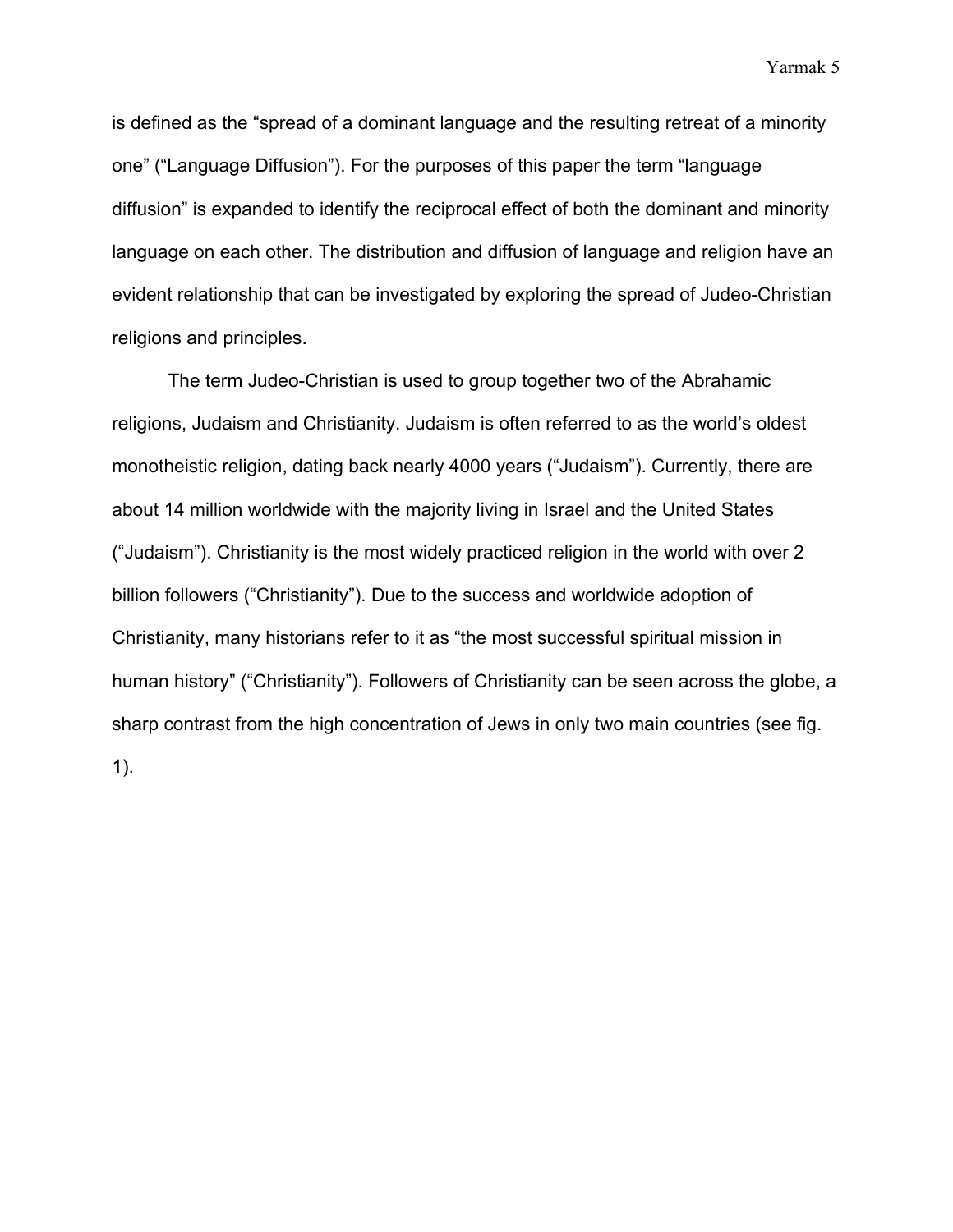is defined as the "spread of a dominant language and the resulting retreat of a minority one" ("Language Diffusion"). For the purposes of this paper the term "language diffusion" is expanded to identify the reciprocal effect of both the dominant and minority language on each other. The distribution and diffusion of language and religion have an evident relationship that can be investigated by exploring the spread of Judeo-Christian religions and principles.

The term Judeo-Christian is used to group together two of the Abrahamic religions, Judaism and Christianity. Judaism is often referred to as the world's oldest monotheistic religion, dating back nearly 4000 years ("Judaism"). Currently, there are about 14 million worldwide with the majority living in Israel and the United States ("Judaism"). Christianity is the most widely practiced religion in the world with over 2 billion followers ("Christianity"). Due to the success and worldwide adoption of Christianity, many historians refer to it as "the most successful spiritual mission in human history" ("Christianity"). Followers of Christianity can be seen across the globe, a sharp contrast from the high concentration of Jews in only two main countries (see fig. 1).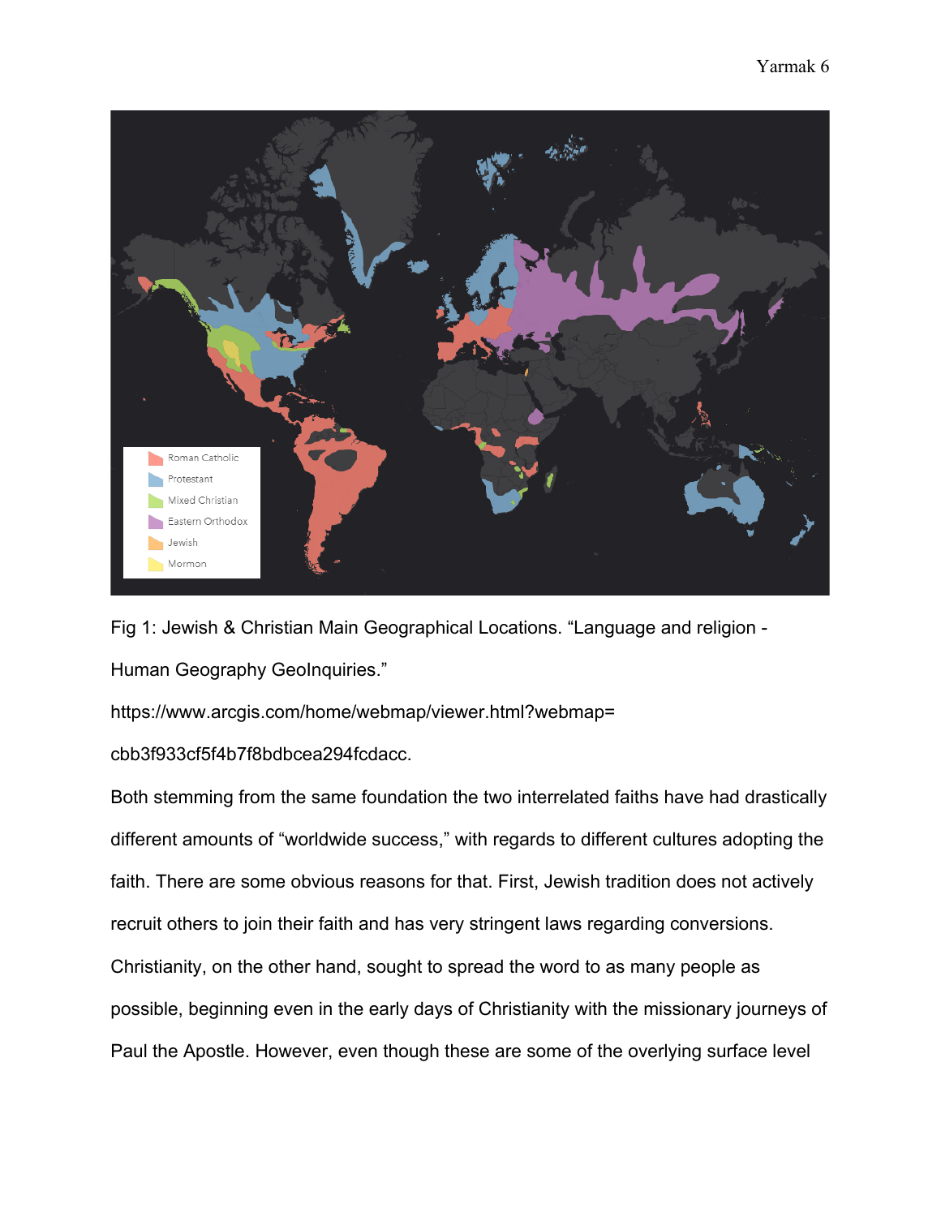Fig 1: Jewish & Christian Main Geographical Locations. "Language and religion - Human Geography GeoInquiries."
https://www.arcgis.com/home/webmap/viewer.html?webmap=cbb3f933cf5f4b7f8bdbcea294fcdacc.

Both stemming from the same foundation the two interrelated faiths have had drastically different amounts of "worldwide success," with regards to different cultures adopting the faith. There are some obvious reasons for that. First, Jewish tradition does not actively recruit others to join their faith and has very stringent laws regarding conversions. Christianity, on the other hand, sought to spread the word to as many people as possible, beginning even in the early days of Christianity with the missionary journeys of Paul the Apostle. However, even though these are some of the overlying surface level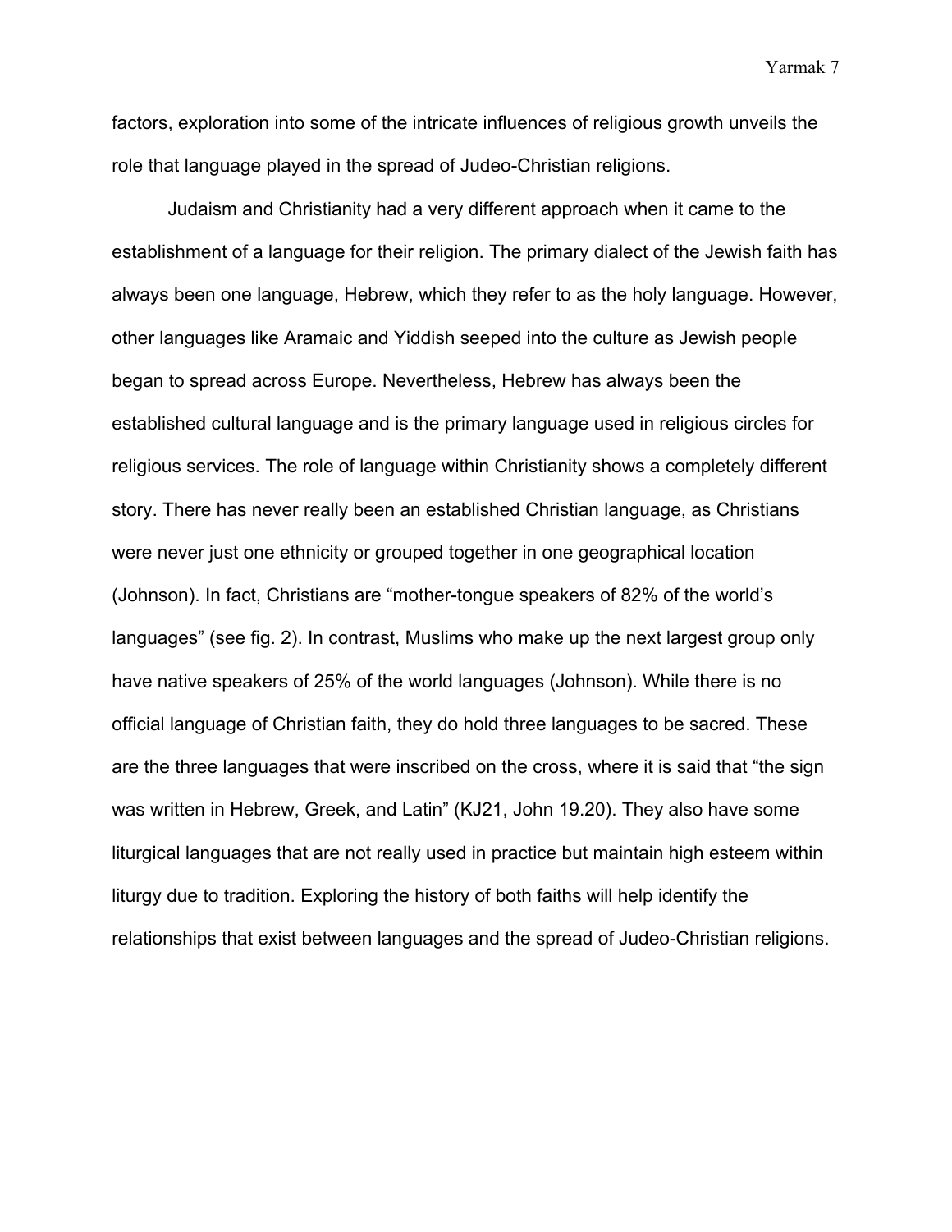factors, exploration into some of the intricate influences of religious growth unveils the role that language played in the spread of Judeo-Christian religions.

Judaism and Christianity had a very different approach when it came to the establishment of a language for their religion. The primary dialect of the Jewish faith has always been one language, Hebrew, which they refer to as the holy language. However, other languages like Aramaic and Yiddish seeped into the culture as Jewish people began to spread across Europe. Nevertheless, Hebrew has always been the established cultural language and is the primary language used in religious circles for religious services. The role of language within Christianity shows a completely different story. There has never really been an established Christian language, as Christians were never just one ethnicity or grouped together in one geographical location (Johnson). In fact, Christians are "mother-tongue speakers of 82% of the world's languages" (see fig. 2). In contrast, Muslims who make up the next largest group only have native speakers of 25% of the world languages (Johnson). While there is no official language of Christian faith, they do hold three languages to be sacred. These are the three languages that were inscribed on the cross, where it is said that "the sign was written in Hebrew, Greek, and Latin" (KJ21, John 19.20). They also have some liturgical languages that are not really used in practice but maintain high esteem within liturgy due to tradition. Exploring the history of both faiths will help identify the relationships that exist between languages and the spread of Judeo-Christian religions.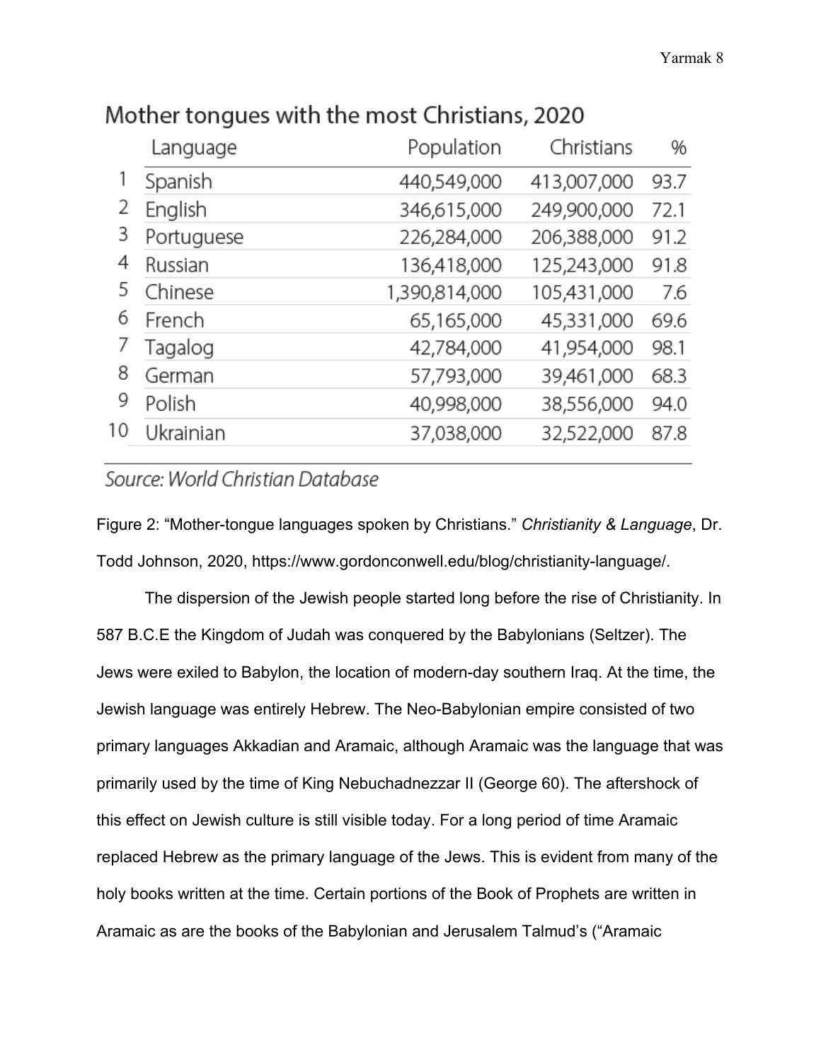**Mother tongues with the most Christians, 2020**

| | Language | Population | Christians | % |
|---|---|---|---|---|
| 1 | Spanish | 440,549,000 | 413,007,000 | 93.7 |
| 2 | English | 346,615,000 | 249,900,000 | 72.1 |
| 3 | Portuguese | 226,284,000 | 206,388,000 | 91.2 |
| 4 | Russian | 136,418,000 | 125,243,000 | 91.8 |
| 5 | Chinese | 1,390,814,000 | 105,431,000 | 7.6 |
| 6 | French | 65,165,000 | 45,331,000 | 69.6 |
| 7 | Tagalog | 42,784,000 | 41,954,000 | 98.1 |
| 8 | German | 57,793,000 | 39,461,000 | 68.3 |
| 9 | Polish | 40,998,000 | 38,556,000 | 94.0 |
| 10 | Ukrainian | 37,038,000 | 32,522,000 | 87.8 |

*Source: World Christian Database*

Figure 2: "Mother-tongue languages spoken by Christians." *Christianity & Language*, Dr. Todd Johnson, 2020, https://www.gordonconwell.edu/blog/christianity-language/.

The dispersion of the Jewish people started long before the rise of Christianity. In 587 B.C.E the Kingdom of Judah was conquered by the Babylonians (Seltzer). The Jews were exiled to Babylon, the location of modern-day southern Iraq. At the time, the Jewish language was entirely Hebrew. The Neo-Babylonian empire consisted of two primary languages Akkadian and Aramaic, although Aramaic was the language that was primarily used by the time of King Nebuchadnezzar II (George 60). The aftershock of this effect on Jewish culture is still visible today. For a long period of time Aramaic replaced Hebrew as the primary language of the Jews. This is evident from many of the holy books written at the time. Certain portions of the Book of Prophets are written in Aramaic as are the books of the Babylonian and Jerusalem Talmud's ("Aramaic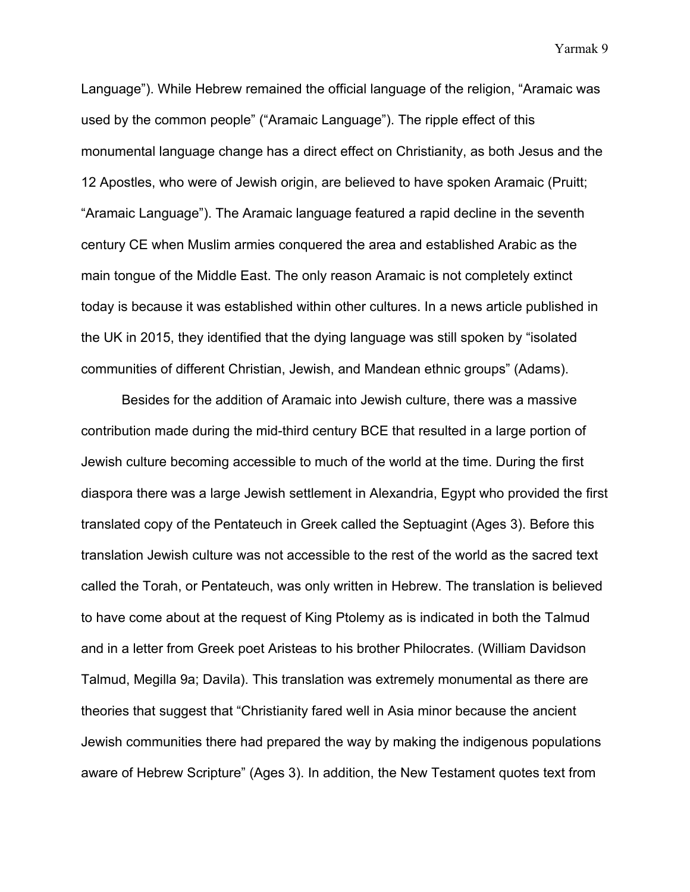Language”). While Hebrew remained the official language of the religion, “Aramaic was used by the common people” (“Aramaic Language”). The ripple effect of this monumental language change has a direct effect on Christianity, as both Jesus and the 12 Apostles, who were of Jewish origin, are believed to have spoken Aramaic (Pruitt; “Aramaic Language”). The Aramaic language featured a rapid decline in the seventh century CE when Muslim armies conquered the area and established Arabic as the main tongue of the Middle East. The only reason Aramaic is not completely extinct today is because it was established within other cultures. In a news article published in the UK in 2015, they identified that the dying language was still spoken by “isolated communities of different Christian, Jewish, and Mandean ethnic groups” (Adams).

Besides for the addition of Aramaic into Jewish culture, there was a massive contribution made during the mid-third century BCE that resulted in a large portion of Jewish culture becoming accessible to much of the world at the time. During the first diaspora there was a large Jewish settlement in Alexandria, Egypt who provided the first translated copy of the Pentateuch in Greek called the Septuagint (Ages 3). Before this translation Jewish culture was not accessible to the rest of the world as the sacred text called the Torah, or Pentateuch, was only written in Hebrew. The translation is believed to have come about at the request of King Ptolemy as is indicated in both the Talmud and in a letter from Greek poet Aristeas to his brother Philocrates. (William Davidson Talmud, Megilla 9a; Davila). This translation was extremely monumental as there are theories that suggest that “Christianity fared well in Asia minor because the ancient Jewish communities there had prepared the way by making the indigenous populations aware of Hebrew Scripture” (Ages 3). In addition, the New Testament quotes text from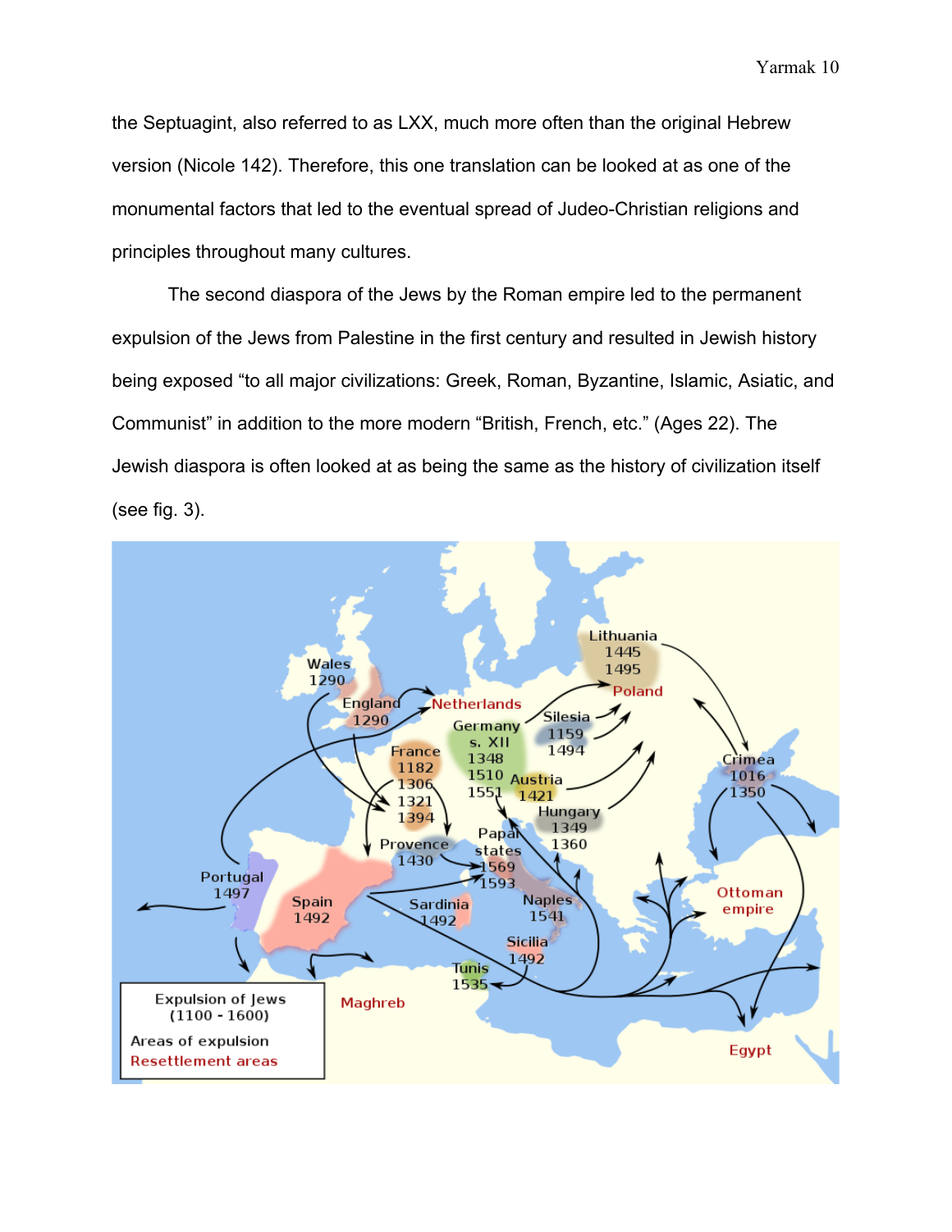the Septuagint, also referred to as LXX, much more often than the original Hebrew version (Nicole 142). Therefore, this one translation can be looked at as one of the monumental factors that led to the eventual spread of Judeo-Christian religions and principles throughout many cultures.

The second diaspora of the Jews by the Roman empire led to the permanent expulsion of the Jews from Palestine in the first century and resulted in Jewish history being exposed “to all major civilizations: Greek, Roman, Byzantine, Islamic, Asiatic, and Communist” in addition to the more modern “British, French, etc.” (Ages 22). The Jewish diaspora is often looked at as being the same as the history of civilization itself (see fig. 3).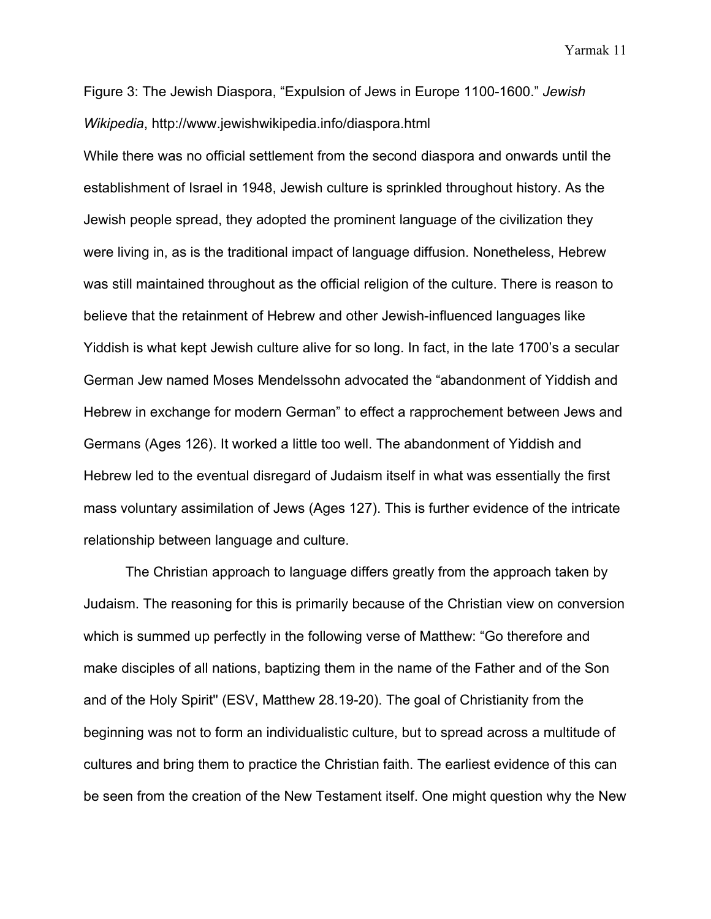Figure 3: The Jewish Diaspora, "Expulsion of Jews in Europe 1100-1600." *Jewish Wikipedia*, http://www.jewishwikipedia.info/diaspora.html

While there was no official settlement from the second diaspora and onwards until the establishment of Israel in 1948, Jewish culture is sprinkled throughout history. As the Jewish people spread, they adopted the prominent language of the civilization they were living in, as is the traditional impact of language diffusion. Nonetheless, Hebrew was still maintained throughout as the official religion of the culture. There is reason to believe that the retainment of Hebrew and other Jewish-influenced languages like Yiddish is what kept Jewish culture alive for so long. In fact, in the late 1700's a secular German Jew named Moses Mendelssohn advocated the "abandonment of Yiddish and Hebrew in exchange for modern German" to effect a rapprochement between Jews and Germans (Ages 126). It worked a little too well. The abandonment of Yiddish and Hebrew led to the eventual disregard of Judaism itself in what was essentially the first mass voluntary assimilation of Jews (Ages 127). This is further evidence of the intricate relationship between language and culture.

The Christian approach to language differs greatly from the approach taken by Judaism. The reasoning for this is primarily because of the Christian view on conversion which is summed up perfectly in the following verse of Matthew: "Go therefore and make disciples of all nations, baptizing them in the name of the Father and of the Son and of the Holy Spirit" (ESV, Matthew 28.19-20). The goal of Christianity from the beginning was not to form an individualistic culture, but to spread across a multitude of cultures and bring them to practice the Christian faith. The earliest evidence of this can be seen from the creation of the New Testament itself. One might question why the New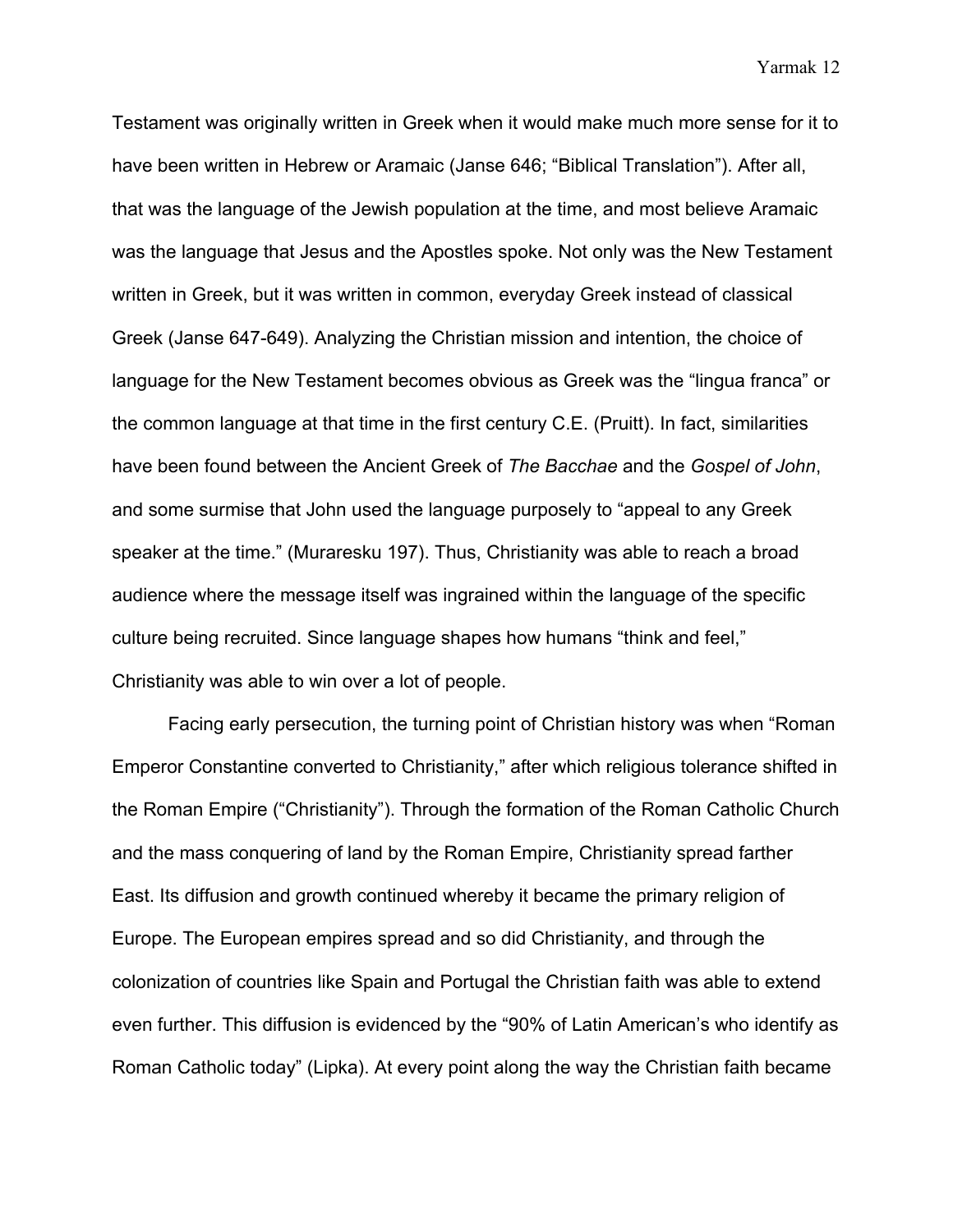Testament was originally written in Greek when it would make much more sense for it to have been written in Hebrew or Aramaic (Janse 646; "Biblical Translation"). After all, that was the language of the Jewish population at the time, and most believe Aramaic was the language that Jesus and the Apostles spoke. Not only was the New Testament written in Greek, but it was written in common, everyday Greek instead of classical Greek (Janse 647-649). Analyzing the Christian mission and intention, the choice of language for the New Testament becomes obvious as Greek was the "lingua franca" or the common language at that time in the first century C.E. (Pruitt). In fact, similarities have been found between the Ancient Greek of *The Bacchae* and the *Gospel of John*, and some surmise that John used the language purposely to "appeal to any Greek speaker at the time." (Muraresku 197). Thus, Christianity was able to reach a broad audience where the message itself was ingrained within the language of the specific culture being recruited. Since language shapes how humans "think and feel," Christianity was able to win over a lot of people.

Facing early persecution, the turning point of Christian history was when "Roman Emperor Constantine converted to Christianity," after which religious tolerance shifted in the Roman Empire ("Christianity"). Through the formation of the Roman Catholic Church and the mass conquering of land by the Roman Empire, Christianity spread farther East. Its diffusion and growth continued whereby it became the primary religion of Europe. The European empires spread and so did Christianity, and through the colonization of countries like Spain and Portugal the Christian faith was able to extend even further. This diffusion is evidenced by the "90% of Latin American's who identify as Roman Catholic today" (Lipka). At every point along the way the Christian faith became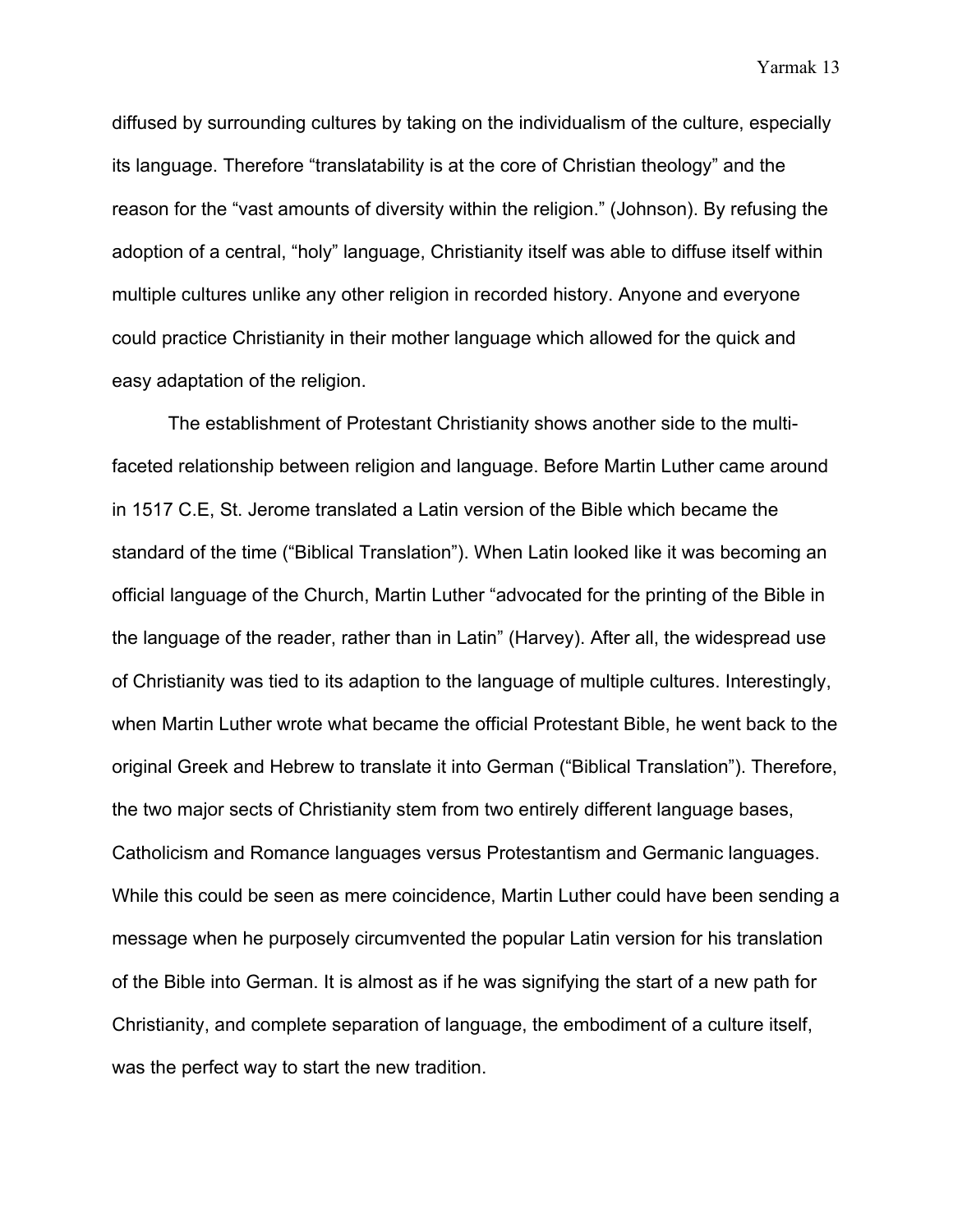diffused by surrounding cultures by taking on the individualism of the culture, especially its language. Therefore “translatability is at the core of Christian theology” and the reason for the “vast amounts of diversity within the religion.” (Johnson). By refusing the adoption of a central, “holy” language, Christianity itself was able to diffuse itself within multiple cultures unlike any other religion in recorded history. Anyone and everyone could practice Christianity in their mother language which allowed for the quick and easy adaptation of the religion.

The establishment of Protestant Christianity shows another side to the multi-faceted relationship between religion and language. Before Martin Luther came around in 1517 C.E, St. Jerome translated a Latin version of the Bible which became the standard of the time (“Biblical Translation”). When Latin looked like it was becoming an official language of the Church, Martin Luther “advocated for the printing of the Bible in the language of the reader, rather than in Latin” (Harvey). After all, the widespread use of Christianity was tied to its adaption to the language of multiple cultures. Interestingly, when Martin Luther wrote what became the official Protestant Bible, he went back to the original Greek and Hebrew to translate it into German (“Biblical Translation”). Therefore, the two major sects of Christianity stem from two entirely different language bases, Catholicism and Romance languages versus Protestantism and Germanic languages. While this could be seen as mere coincidence, Martin Luther could have been sending a message when he purposely circumvented the popular Latin version for his translation of the Bible into German. It is almost as if he was signifying the start of a new path for Christianity, and complete separation of language, the embodiment of a culture itself, was the perfect way to start the new tradition.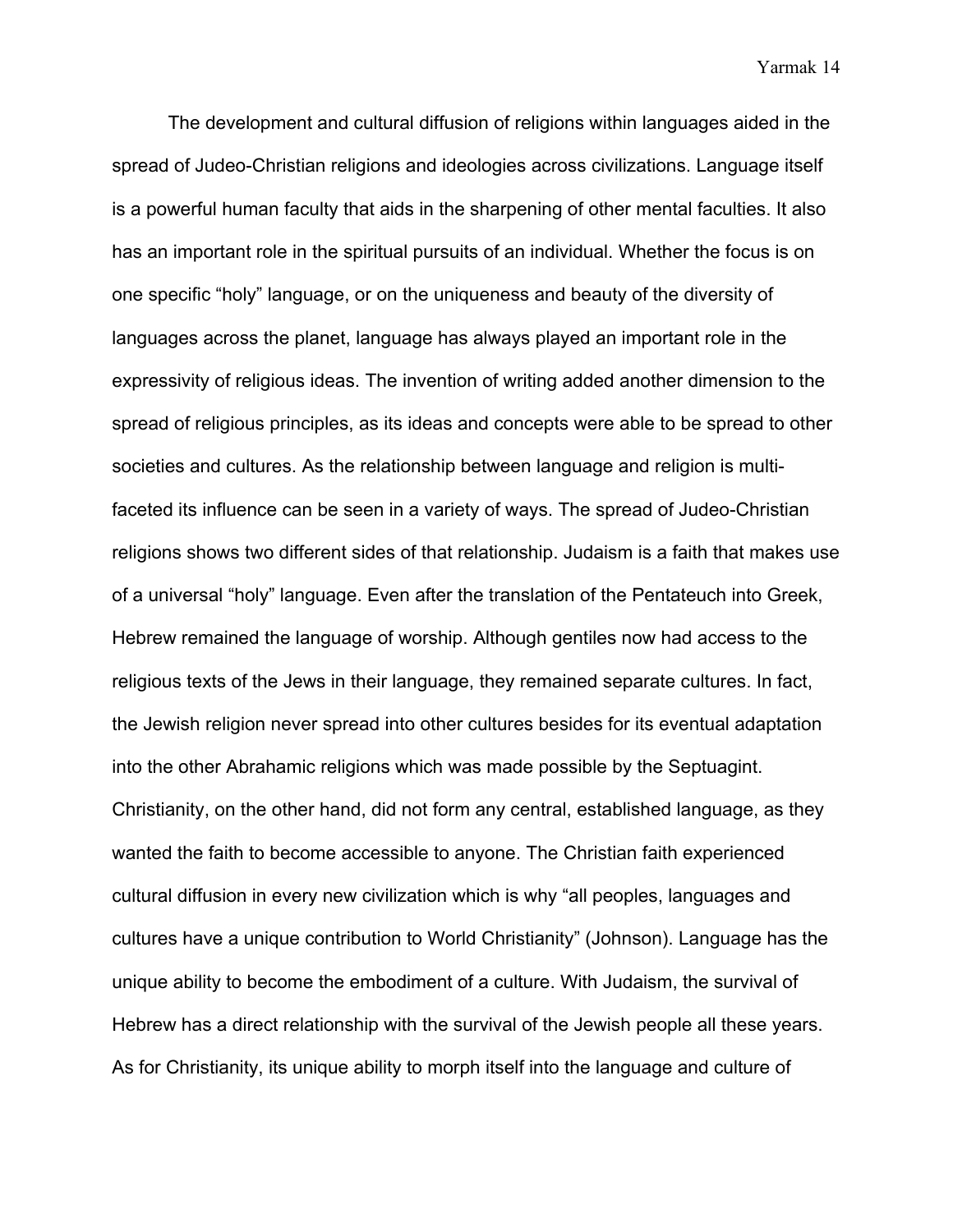The development and cultural diffusion of religions within languages aided in the spread of Judeo-Christian religions and ideologies across civilizations. Language itself is a powerful human faculty that aids in the sharpening of other mental faculties. It also has an important role in the spiritual pursuits of an individual. Whether the focus is on one specific "holy" language, or on the uniqueness and beauty of the diversity of languages across the planet, language has always played an important role in the expressivity of religious ideas. The invention of writing added another dimension to the spread of religious principles, as its ideas and concepts were able to be spread to other societies and cultures. As the relationship between language and religion is multi-faceted its influence can be seen in a variety of ways. The spread of Judeo-Christian religions shows two different sides of that relationship. Judaism is a faith that makes use of a universal "holy" language. Even after the translation of the Pentateuch into Greek, Hebrew remained the language of worship. Although gentiles now had access to the religious texts of the Jews in their language, they remained separate cultures. In fact, the Jewish religion never spread into other cultures besides for its eventual adaptation into the other Abrahamic religions which was made possible by the Septuagint. Christianity, on the other hand, did not form any central, established language, as they wanted the faith to become accessible to anyone. The Christian faith experienced cultural diffusion in every new civilization which is why "all peoples, languages and cultures have a unique contribution to World Christianity" (Johnson). Language has the unique ability to become the embodiment of a culture. With Judaism, the survival of Hebrew has a direct relationship with the survival of the Jewish people all these years. As for Christianity, its unique ability to morph itself into the language and culture of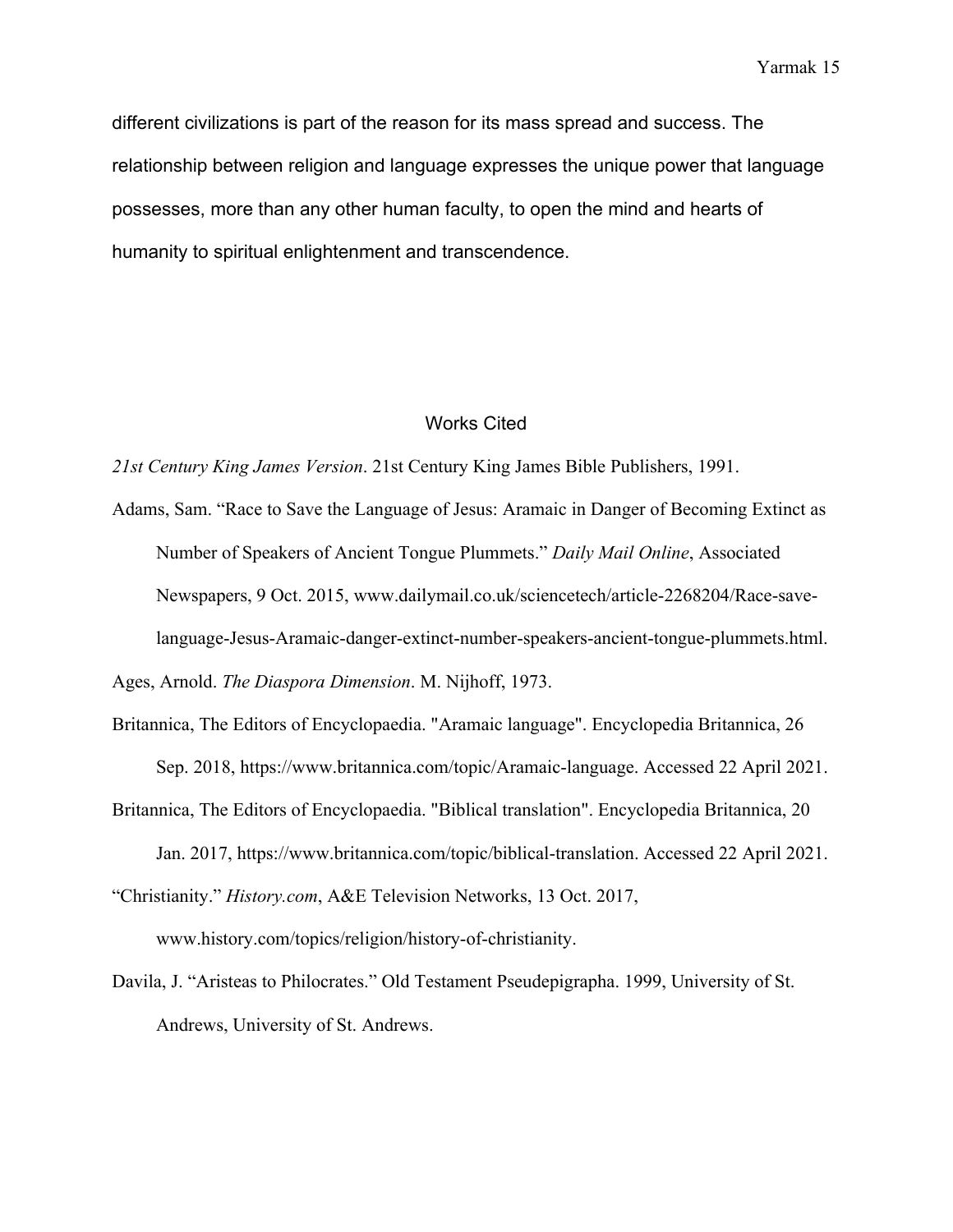different civilizations is part of the reason for its mass spread and success. The relationship between religion and language expresses the unique power that language possesses, more than any other human faculty, to open the mind and hearts of humanity to spiritual enlightenment and transcendence.

## Works Cited

*21st Century King James Version*. 21st Century King James Bible Publishers, 1991.

Adams, Sam. "Race to Save the Language of Jesus: Aramaic in Danger of Becoming Extinct as Number of Speakers of Ancient Tongue Plummets." *Daily Mail Online*, Associated Newspapers, 9 Oct. 2015, www.dailymail.co.uk/sciencetech/article-2268204/Race-save-language-Jesus-Aramaic-danger-extinct-number-speakers-ancient-tongue-plummets.html.

Ages, Arnold. *The Diaspora Dimension*. M. Nijhoff, 1973.

Britannica, The Editors of Encyclopaedia. "Aramaic language". Encyclopedia Britannica, 26 Sep. 2018, https://www.britannica.com/topic/Aramaic-language. Accessed 22 April 2021.

Britannica, The Editors of Encyclopaedia. "Biblical translation". Encyclopedia Britannica, 20 Jan. 2017, https://www.britannica.com/topic/biblical-translation. Accessed 22 April 2021.

"Christianity." *History.com*, A&E Television Networks, 13 Oct. 2017, www.history.com/topics/religion/history-of-christianity.

Davila, J. "Aristeas to Philocrates." Old Testament Pseudepigrapha. 1999, University of St. Andrews, University of St. Andrews.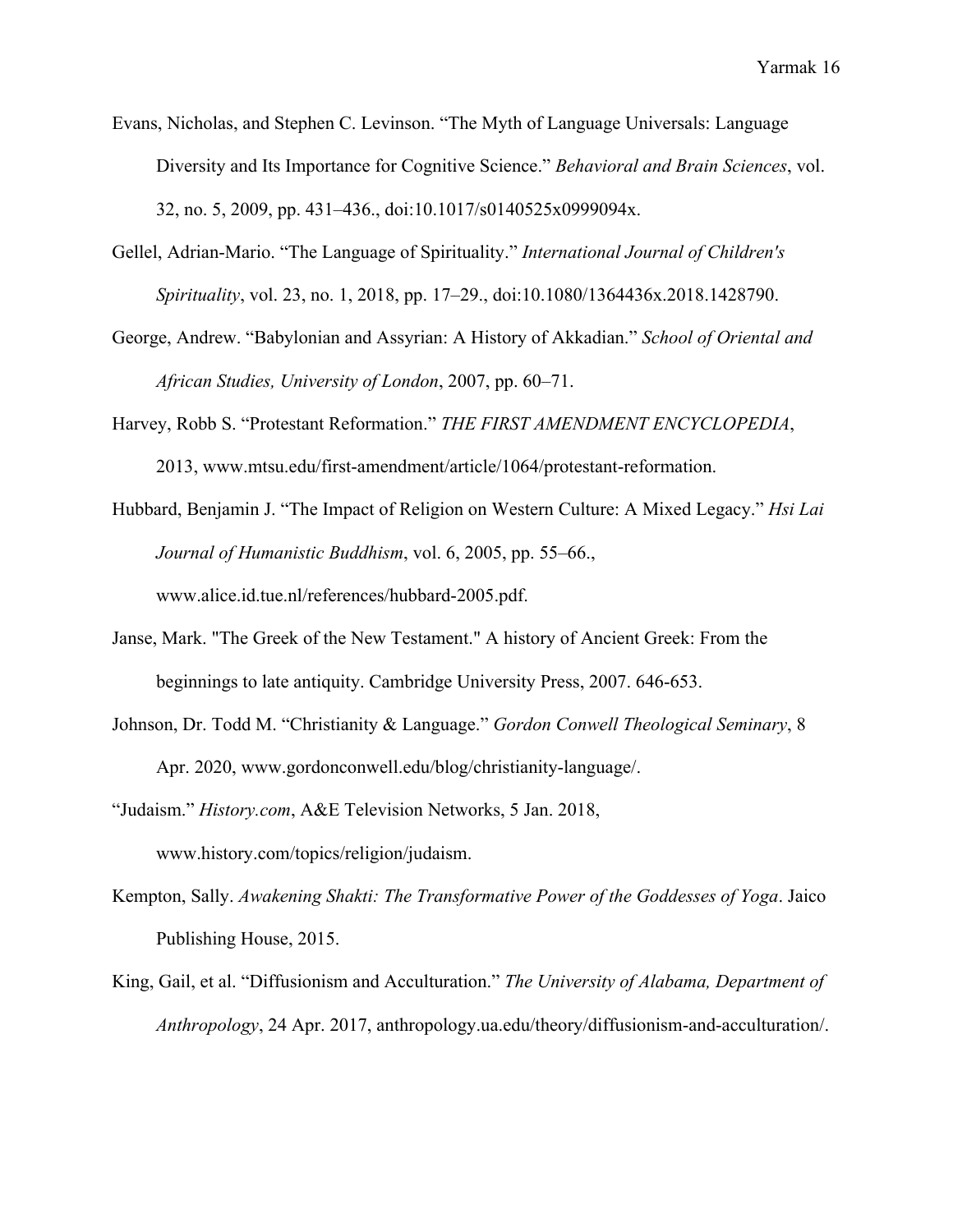Evans, Nicholas, and Stephen C. Levinson. "The Myth of Language Universals: Language Diversity and Its Importance for Cognitive Science." *Behavioral and Brain Sciences*, vol. 32, no. 5, 2009, pp. 431–436., doi:10.1017/s0140525x0999094x.

Gellel, Adrian-Mario. "The Language of Spirituality." *International Journal of Children's Spirituality*, vol. 23, no. 1, 2018, pp. 17–29., doi:10.1080/1364436x.2018.1428790.

George, Andrew. "Babylonian and Assyrian: A History of Akkadian." *School of Oriental and African Studies, University of London*, 2007, pp. 60–71.

Harvey, Robb S. "Protestant Reformation." *THE FIRST AMENDMENT ENCYCLOPEDIA*, 2013, www.mtsu.edu/first-amendment/article/1064/protestant-reformation.

Hubbard, Benjamin J. "The Impact of Religion on Western Culture: A Mixed Legacy." *Hsi Lai Journal of Humanistic Buddhism*, vol. 6, 2005, pp. 55–66., www.alice.id.tue.nl/references/hubbard-2005.pdf.

Janse, Mark. "The Greek of the New Testament." A history of Ancient Greek: From the beginnings to late antiquity. Cambridge University Press, 2007. 646-653.

Johnson, Dr. Todd M. "Christianity & Language." *Gordon Conwell Theological Seminary*, 8 Apr. 2020, www.gordonconwell.edu/blog/christianity-language/.

"Judaism." *History.com*, A&E Television Networks, 5 Jan. 2018, www.history.com/topics/religion/judaism.

Kempton, Sally. *Awakening Shakti: The Transformative Power of the Goddesses of Yoga*. Jaico Publishing House, 2015.

King, Gail, et al. "Diffusionism and Acculturation." *The University of Alabama, Department of Anthropology*, 24 Apr. 2017, anthropology.ua.edu/theory/diffusionism-and-acculturation/.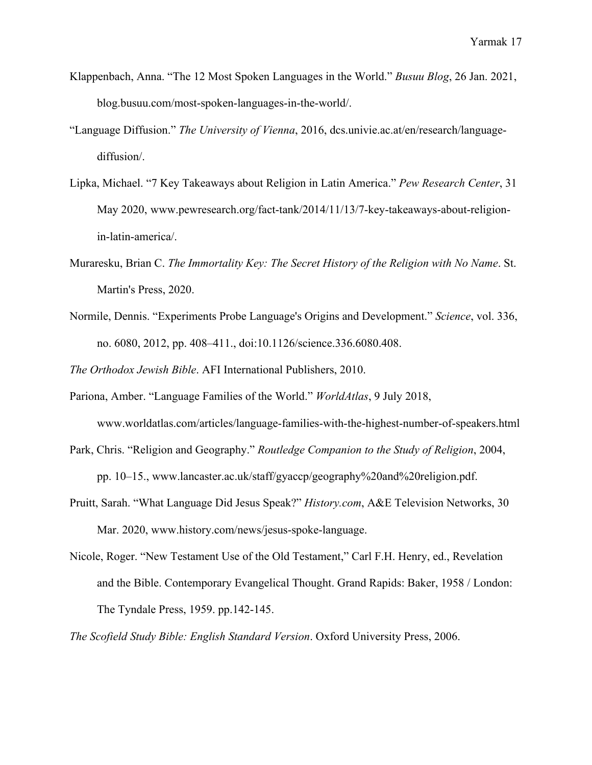Klappenbach, Anna. “The 12 Most Spoken Languages in the World.” *Busuu Blog*, 26 Jan. 2021, blog.busuu.com/most-spoken-languages-in-the-world/.

“Language Diffusion.” *The University of Vienna*, 2016, dcs.univie.ac.at/en/research/language-diffusion/.

Lipka, Michael. “7 Key Takeaways about Religion in Latin America.” *Pew Research Center*, 31 May 2020, www.pewresearch.org/fact-tank/2014/11/13/7-key-takeaways-about-religion-in-latin-america/.

Muraresku, Brian C. *The Immortality Key: The Secret History of the Religion with No Name*. St. Martin's Press, 2020.

Normile, Dennis. “Experiments Probe Language's Origins and Development.” *Science*, vol. 336, no. 6080, 2012, pp. 408–411., doi:10.1126/science.336.6080.408.

*The Orthodox Jewish Bible*. AFI International Publishers, 2010.

Pariona, Amber. “Language Families of the World.” *WorldAtlas*, 9 July 2018, www.worldatlas.com/articles/language-families-with-the-highest-number-of-speakers.html

Park, Chris. “Religion and Geography.” *Routledge Companion to the Study of Religion*, 2004, pp. 10–15., www.lancaster.ac.uk/staff/gyaccp/geography%20and%20religion.pdf.

Pruitt, Sarah. “What Language Did Jesus Speak?” *History.com*, A&E Television Networks, 30 Mar. 2020, www.history.com/news/jesus-spoke-language.

Nicole, Roger. “New Testament Use of the Old Testament,” Carl F.H. Henry, ed., Revelation and the Bible. Contemporary Evangelical Thought. Grand Rapids: Baker, 1958 / London: The Tyndale Press, 1959. pp.142-145.

*The Scofield Study Bible: English Standard Version*. Oxford University Press, 2006.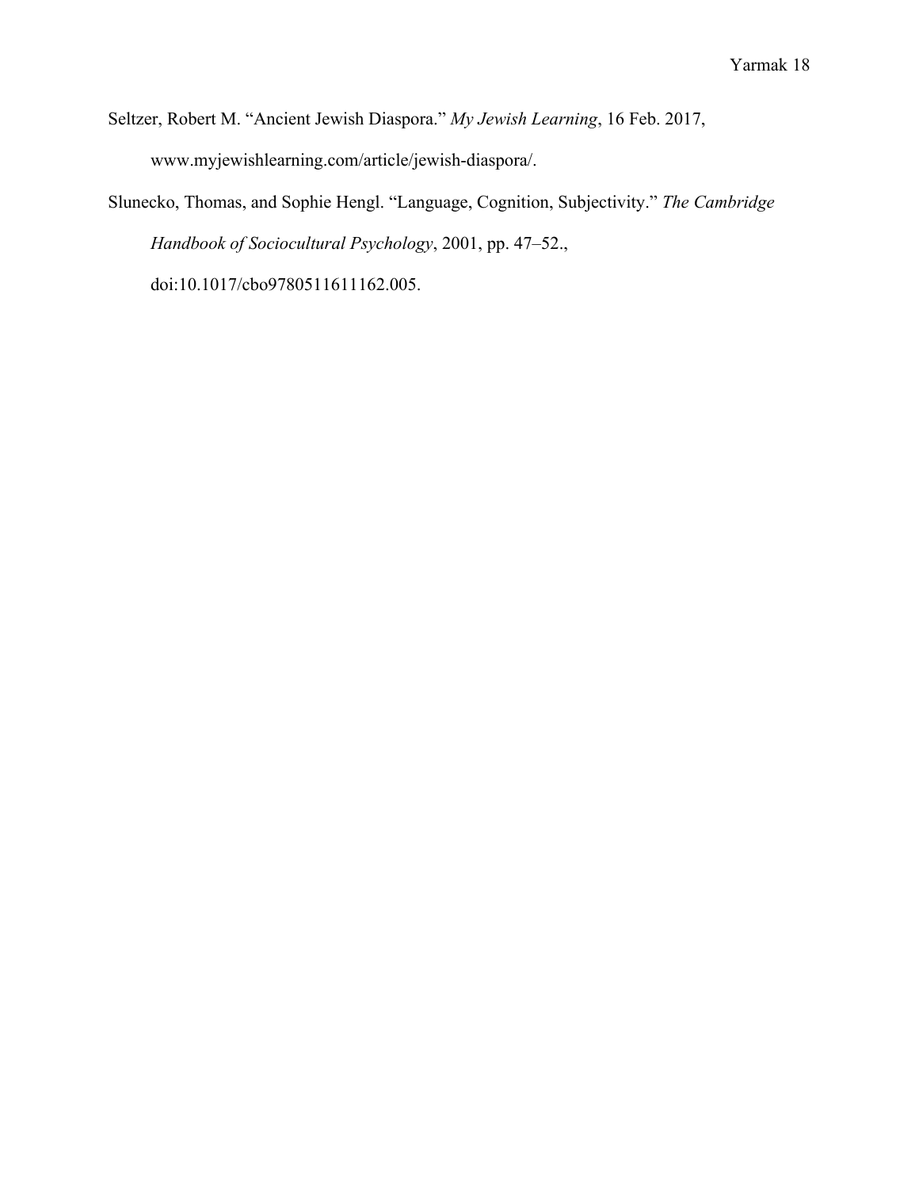Seltzer, Robert M. "Ancient Jewish Diaspora." *My Jewish Learning*, 16 Feb. 2017, www.myjewishlearning.com/article/jewish-diaspora/.

Slunecko, Thomas, and Sophie Hengl. "Language, Cognition, Subjectivity." *The Cambridge Handbook of Sociocultural Psychology*, 2001, pp. 47–52., doi:10.1017/cbo9780511611162.005.